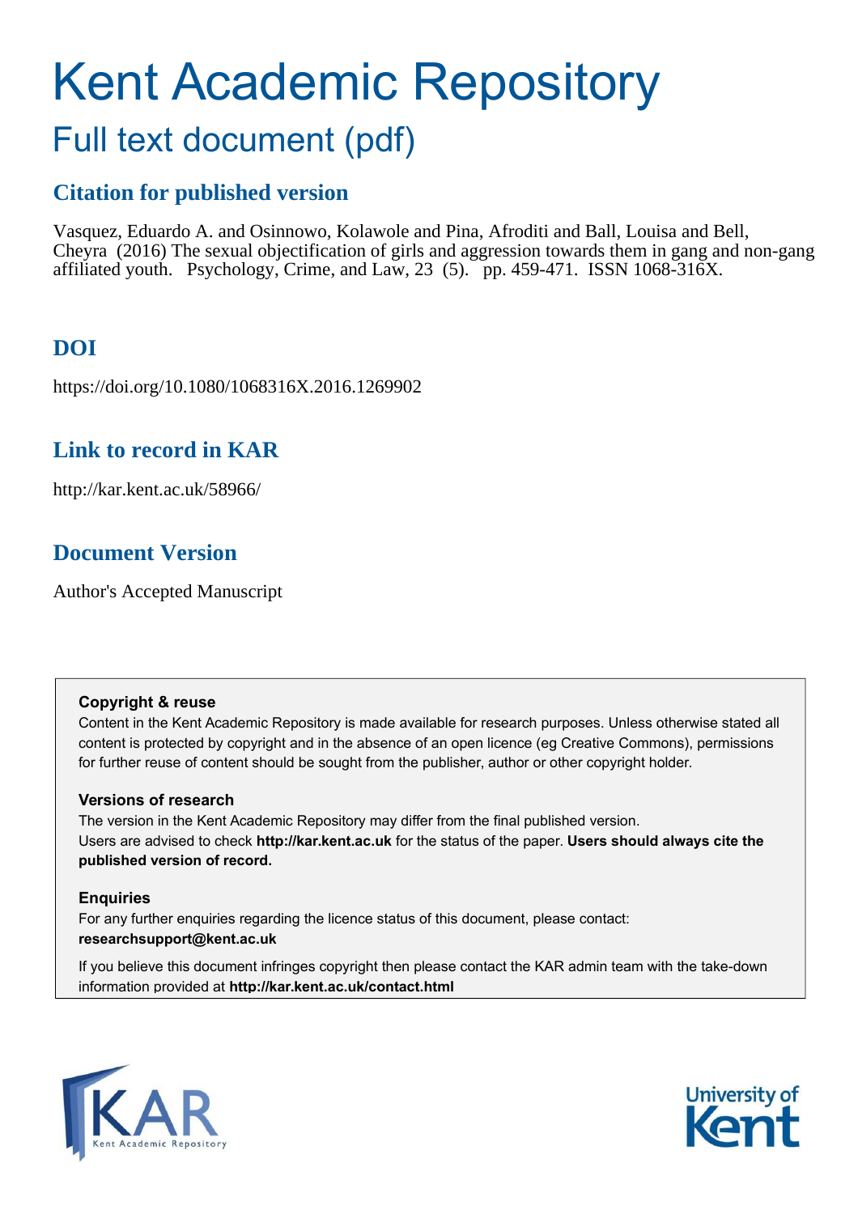# Kent Academic Repository

## Full text document (pdf)

## Citation for published version

Vasquez, Eduardo A. and Osinnowo, Kolawole and Pina, Afroditi and Ball, Louisa and Bell, Cheyra (2016) The sexual objectification of girls and aggression towards them in gang and non-gang affiliated youth. Psychology, Crime, and Law, 23 (5). pp. 459-471. ISSN 1068-316X.

## DOI

https://doi.org/10.1080/1068316X.2016.1269902

## Link to record in KAR

http://kar.kent.ac.uk/58966/

## Document Version

Author's Accepted Manuscript

**Copyright & reuse**

Content in the Kent Academic Repository is made available for research purposes. Unless otherwise stated all content is protected by copyright and in the absence of an open licence (eg Creative Commons), permissions for further reuse of content should be sought from the publisher, author or other copyright holder.

**Versions of research**

The version in the Kent Academic Repository may differ from the final published version. Users are advised to check **http://kar.kent.ac.uk** for the status of the paper. **Users should always cite the published version of record.**

**Enquiries**

For any further enquiries regarding the licence status of this document, please contact: **researchsupport@kent.ac.uk**

If you believe this document infringes copyright then please contact the KAR admin team with the take-down information provided at **http://kar.kent.ac.uk/contact.html**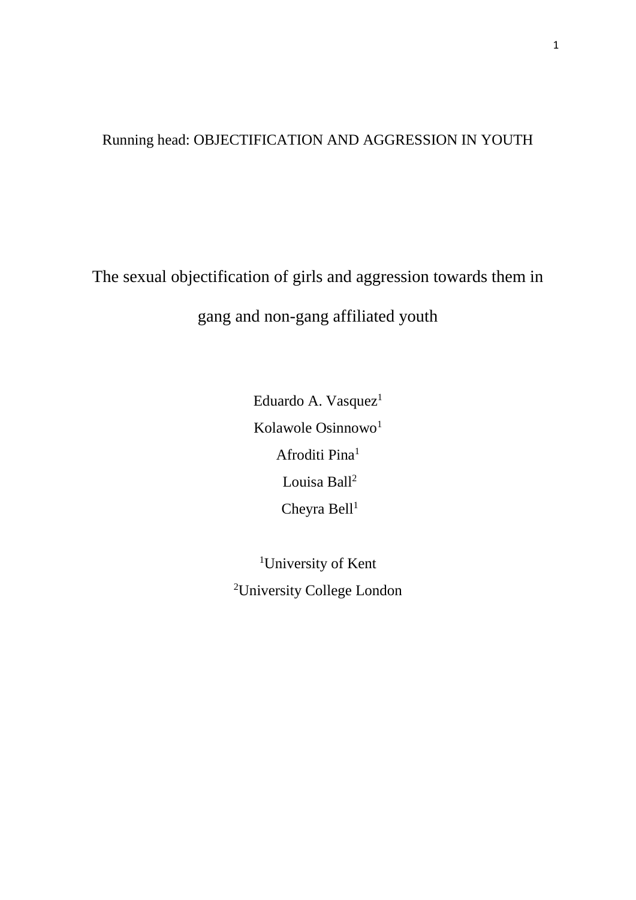Running head: OBJECTIFICATION AND AGGRESSION IN YOUTH

# The sexual objectification of girls and aggression towards them in gang and non-gang affiliated youth

Eduardo A. Vasquez[1]

Kolawole Osinnowo[1]

Afroditi Pina[1]

Louisa Ball[2]

Cheyra Bell[1]

[1]University of Kent

[2]University College London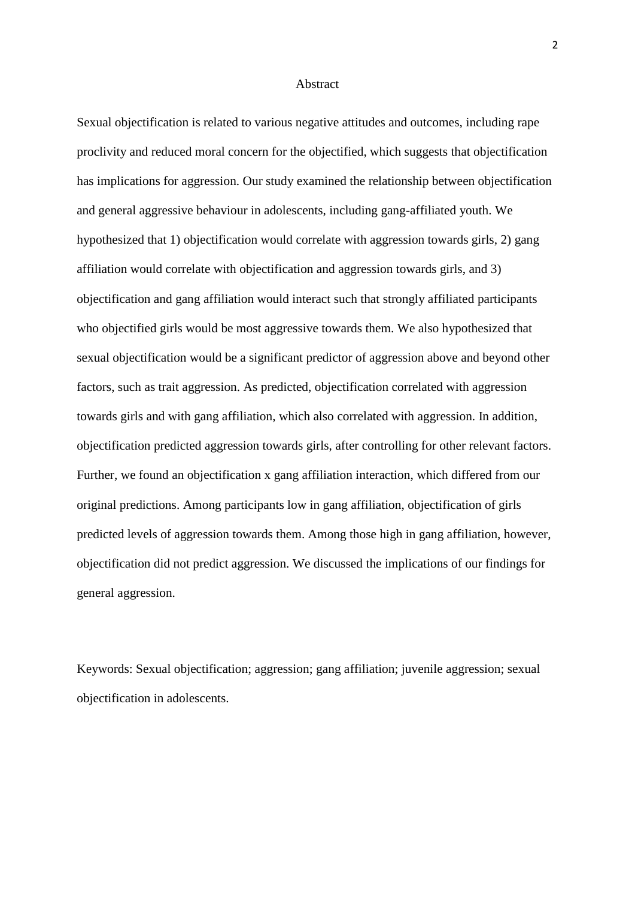## Abstract

Sexual objectification is related to various negative attitudes and outcomes, including rape proclivity and reduced moral concern for the objectified, which suggests that objectification has implications for aggression. Our study examined the relationship between objectification and general aggressive behaviour in adolescents, including gang-affiliated youth. We hypothesized that 1) objectification would correlate with aggression towards girls, 2) gang affiliation would correlate with objectification and aggression towards girls, and 3) objectification and gang affiliation would interact such that strongly affiliated participants who objectified girls would be most aggressive towards them. We also hypothesized that sexual objectification would be a significant predictor of aggression above and beyond other factors, such as trait aggression. As predicted, objectification correlated with aggression towards girls and with gang affiliation, which also correlated with aggression. In addition, objectification predicted aggression towards girls, after controlling for other relevant factors. Further, we found an objectification x gang affiliation interaction, which differed from our original predictions. Among participants low in gang affiliation, objectification of girls predicted levels of aggression towards them. Among those high in gang affiliation, however, objectification did not predict aggression. We discussed the implications of our findings for general aggression.

Keywords: Sexual objectification; aggression; gang affiliation; juvenile aggression; sexual objectification in adolescents.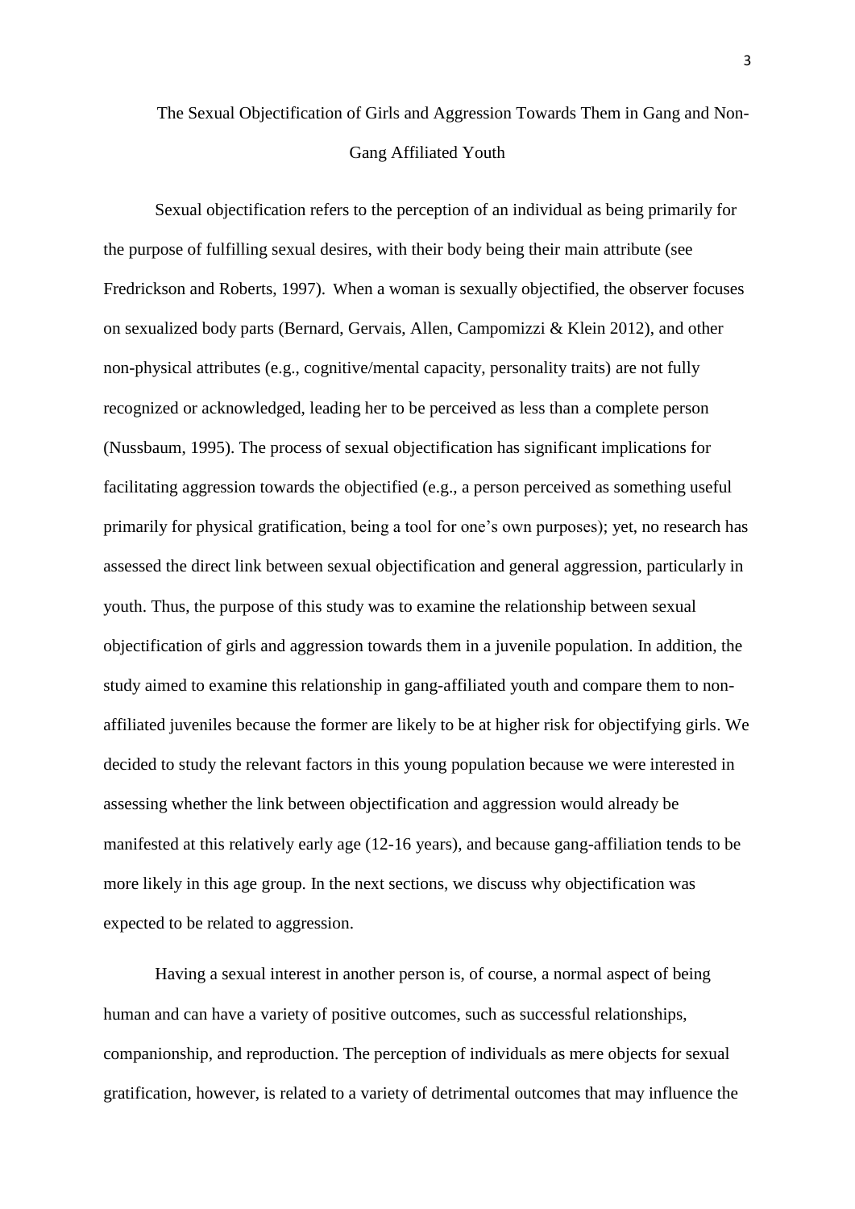# The Sexual Objectification of Girls and Aggression Towards Them in Gang and Non-Gang Affiliated Youth

Sexual objectification refers to the perception of an individual as being primarily for the purpose of fulfilling sexual desires, with their body being their main attribute (see Fredrickson and Roberts, 1997). When a woman is sexually objectified, the observer focuses on sexualized body parts (Bernard, Gervais, Allen, Campomizzi & Klein 2012), and other non-physical attributes (e.g., cognitive/mental capacity, personality traits) are not fully recognized or acknowledged, leading her to be perceived as less than a complete person (Nussbaum, 1995). The process of sexual objectification has significant implications for facilitating aggression towards the objectified (e.g., a person perceived as something useful primarily for physical gratification, being a tool for one's own purposes); yet, no research has assessed the direct link between sexual objectification and general aggression, particularly in youth. Thus, the purpose of this study was to examine the relationship between sexual objectification of girls and aggression towards them in a juvenile population. In addition, the study aimed to examine this relationship in gang-affiliated youth and compare them to non-affiliated juveniles because the former are likely to be at higher risk for objectifying girls. We decided to study the relevant factors in this young population because we were interested in assessing whether the link between objectification and aggression would already be manifested at this relatively early age (12-16 years), and because gang-affiliation tends to be more likely in this age group. In the next sections, we discuss why objectification was expected to be related to aggression.

Having a sexual interest in another person is, of course, a normal aspect of being human and can have a variety of positive outcomes, such as successful relationships, companionship, and reproduction. The perception of individuals as mere objects for sexual gratification, however, is related to a variety of detrimental outcomes that may influence the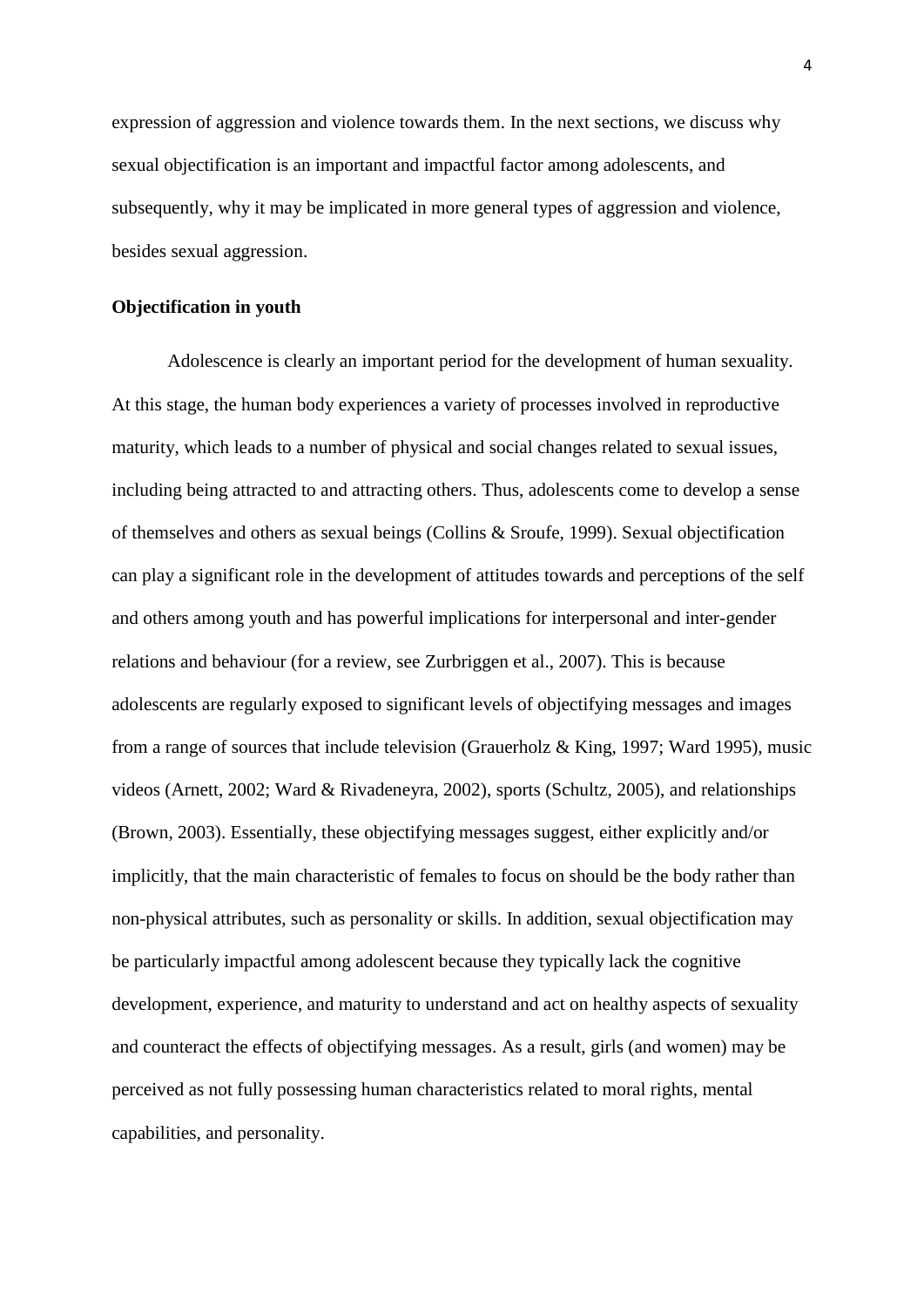expression of aggression and violence towards them. In the next sections, we discuss why sexual objectification is an important and impactful factor among adolescents, and subsequently, why it may be implicated in more general types of aggression and violence, besides sexual aggression.

**Objectification in youth**

Adolescence is clearly an important period for the development of human sexuality. At this stage, the human body experiences a variety of processes involved in reproductive maturity, which leads to a number of physical and social changes related to sexual issues, including being attracted to and attracting others. Thus, adolescents come to develop a sense of themselves and others as sexual beings (Collins & Sroufe, 1999). Sexual objectification can play a significant role in the development of attitudes towards and perceptions of the self and others among youth and has powerful implications for interpersonal and inter-gender relations and behaviour (for a review, see Zurbriggen et al., 2007). This is because adolescents are regularly exposed to significant levels of objectifying messages and images from a range of sources that include television (Grauerholz & King, 1997; Ward 1995), music videos (Arnett, 2002; Ward & Rivadeneyra, 2002), sports (Schultz, 2005), and relationships (Brown, 2003). Essentially, these objectifying messages suggest, either explicitly and/or implicitly, that the main characteristic of females to focus on should be the body rather than non-physical attributes, such as personality or skills. In addition, sexual objectification may be particularly impactful among adolescent because they typically lack the cognitive development, experience, and maturity to understand and act on healthy aspects of sexuality and counteract the effects of objectifying messages. As a result, girls (and women) may be perceived as not fully possessing human characteristics related to moral rights, mental capabilities, and personality.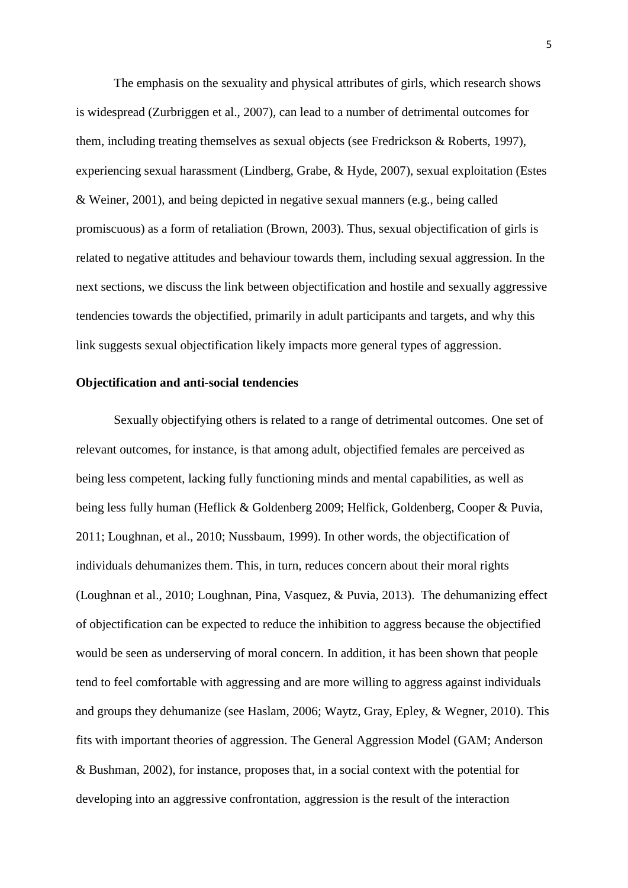The emphasis on the sexuality and physical attributes of girls, which research shows is widespread (Zurbriggen et al., 2007), can lead to a number of detrimental outcomes for them, including treating themselves as sexual objects (see Fredrickson & Roberts, 1997), experiencing sexual harassment (Lindberg, Grabe, & Hyde, 2007), sexual exploitation (Estes & Weiner, 2001), and being depicted in negative sexual manners (e.g., being called promiscuous) as a form of retaliation (Brown, 2003). Thus, sexual objectification of girls is related to negative attitudes and behaviour towards them, including sexual aggression. In the next sections, we discuss the link between objectification and hostile and sexually aggressive tendencies towards the objectified, primarily in adult participants and targets, and why this link suggests sexual objectification likely impacts more general types of aggression.

**Objectification and anti-social tendencies**

Sexually objectifying others is related to a range of detrimental outcomes. One set of relevant outcomes, for instance, is that among adult, objectified females are perceived as being less competent, lacking fully functioning minds and mental capabilities, as well as being less fully human (Heflick & Goldenberg 2009; Helfick, Goldenberg, Cooper & Puvia, 2011; Loughnan, et al., 2010; Nussbaum, 1999). In other words, the objectification of individuals dehumanizes them. This, in turn, reduces concern about their moral rights (Loughnan et al., 2010; Loughnan, Pina, Vasquez, & Puvia, 2013). The dehumanizing effect of objectification can be expected to reduce the inhibition to aggress because the objectified would be seen as underserving of moral concern. In addition, it has been shown that people tend to feel comfortable with aggressing and are more willing to aggress against individuals and groups they dehumanize (see Haslam, 2006; Waytz, Gray, Epley, & Wegner, 2010). This fits with important theories of aggression. The General Aggression Model (GAM; Anderson & Bushman, 2002), for instance, proposes that, in a social context with the potential for developing into an aggressive confrontation, aggression is the result of the interaction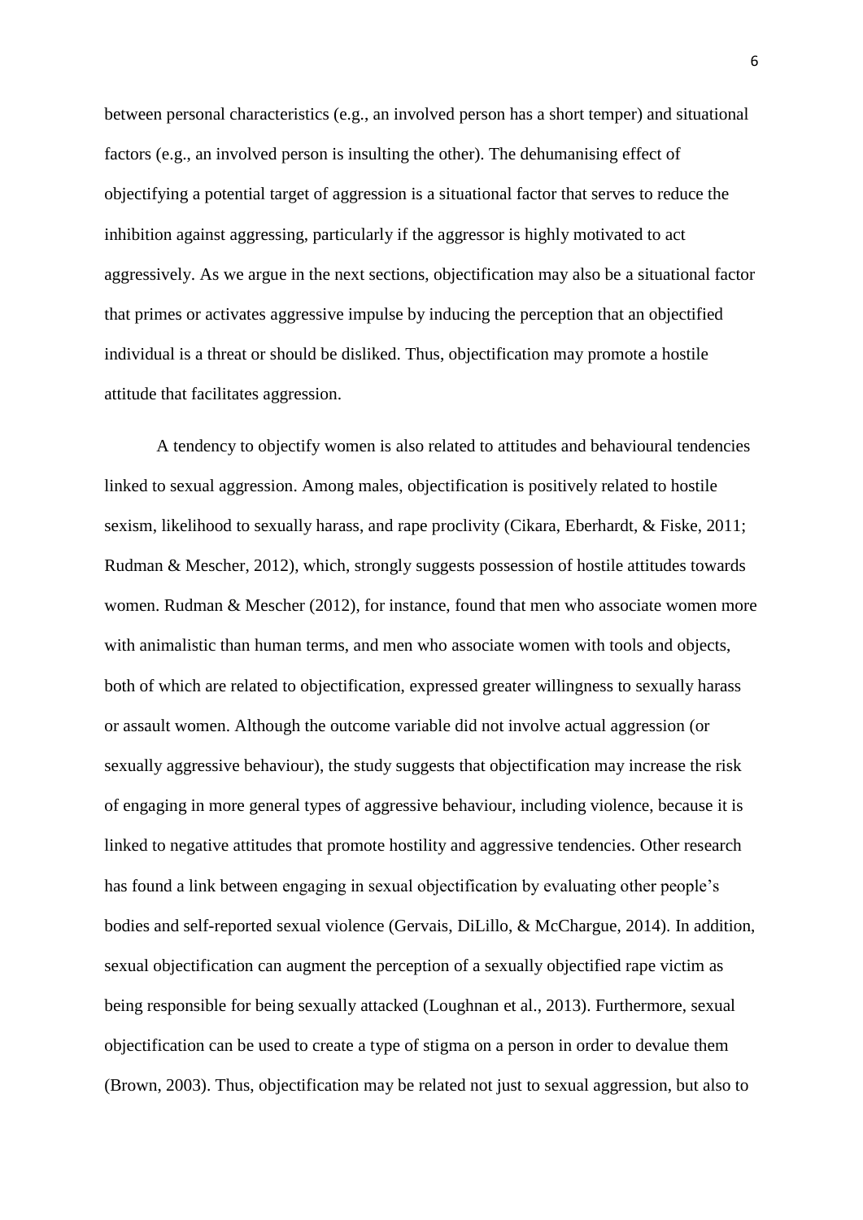between personal characteristics (e.g., an involved person has a short temper) and situational factors (e.g., an involved person is insulting the other). The dehumanising effect of objectifying a potential target of aggression is a situational factor that serves to reduce the inhibition against aggressing, particularly if the aggressor is highly motivated to act aggressively. As we argue in the next sections, objectification may also be a situational factor that primes or activates aggressive impulse by inducing the perception that an objectified individual is a threat or should be disliked. Thus, objectification may promote a hostile attitude that facilitates aggression.

A tendency to objectify women is also related to attitudes and behavioural tendencies linked to sexual aggression. Among males, objectification is positively related to hostile sexism, likelihood to sexually harass, and rape proclivity (Cikara, Eberhardt, & Fiske, 2011; Rudman & Mescher, 2012), which, strongly suggests possession of hostile attitudes towards women. Rudman & Mescher (2012), for instance, found that men who associate women more with animalistic than human terms, and men who associate women with tools and objects, both of which are related to objectification, expressed greater willingness to sexually harass or assault women. Although the outcome variable did not involve actual aggression (or sexually aggressive behaviour), the study suggests that objectification may increase the risk of engaging in more general types of aggressive behaviour, including violence, because it is linked to negative attitudes that promote hostility and aggressive tendencies. Other research has found a link between engaging in sexual objectification by evaluating other people's bodies and self-reported sexual violence (Gervais, DiLillo, & McChargue, 2014). In addition, sexual objectification can augment the perception of a sexually objectified rape victim as being responsible for being sexually attacked (Loughnan et al., 2013). Furthermore, sexual objectification can be used to create a type of stigma on a person in order to devalue them (Brown, 2003). Thus, objectification may be related not just to sexual aggression, but also to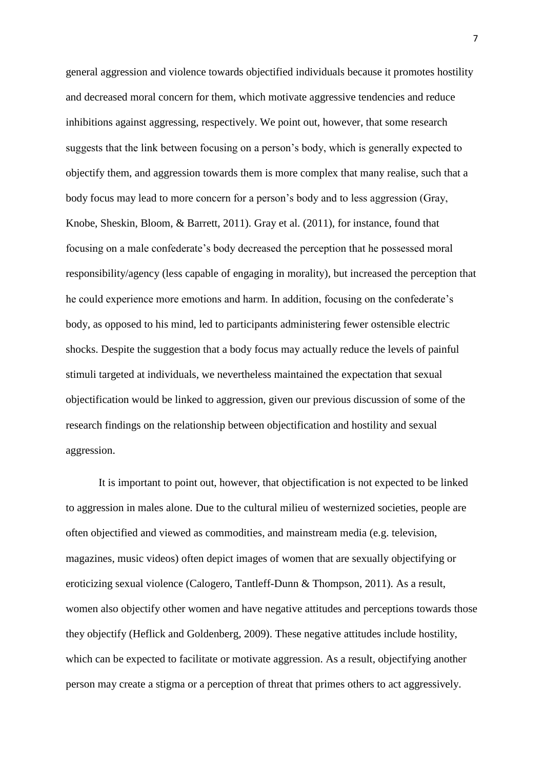general aggression and violence towards objectified individuals because it promotes hostility and decreased moral concern for them, which motivate aggressive tendencies and reduce inhibitions against aggressing, respectively. We point out, however, that some research suggests that the link between focusing on a person's body, which is generally expected to objectify them, and aggression towards them is more complex that many realise, such that a body focus may lead to more concern for a person's body and to less aggression (Gray, Knobe, Sheskin, Bloom, & Barrett, 2011). Gray et al. (2011), for instance, found that focusing on a male confederate's body decreased the perception that he possessed moral responsibility/agency (less capable of engaging in morality), but increased the perception that he could experience more emotions and harm. In addition, focusing on the confederate's body, as opposed to his mind, led to participants administering fewer ostensible electric shocks. Despite the suggestion that a body focus may actually reduce the levels of painful stimuli targeted at individuals, we nevertheless maintained the expectation that sexual objectification would be linked to aggression, given our previous discussion of some of the research findings on the relationship between objectification and hostility and sexual aggression.

It is important to point out, however, that objectification is not expected to be linked to aggression in males alone. Due to the cultural milieu of westernized societies, people are often objectified and viewed as commodities, and mainstream media (e.g. television, magazines, music videos) often depict images of women that are sexually objectifying or eroticizing sexual violence (Calogero, Tantleff-Dunn & Thompson, 2011). As a result, women also objectify other women and have negative attitudes and perceptions towards those they objectify (Heflick and Goldenberg, 2009). These negative attitudes include hostility, which can be expected to facilitate or motivate aggression. As a result, objectifying another person may create a stigma or a perception of threat that primes others to act aggressively.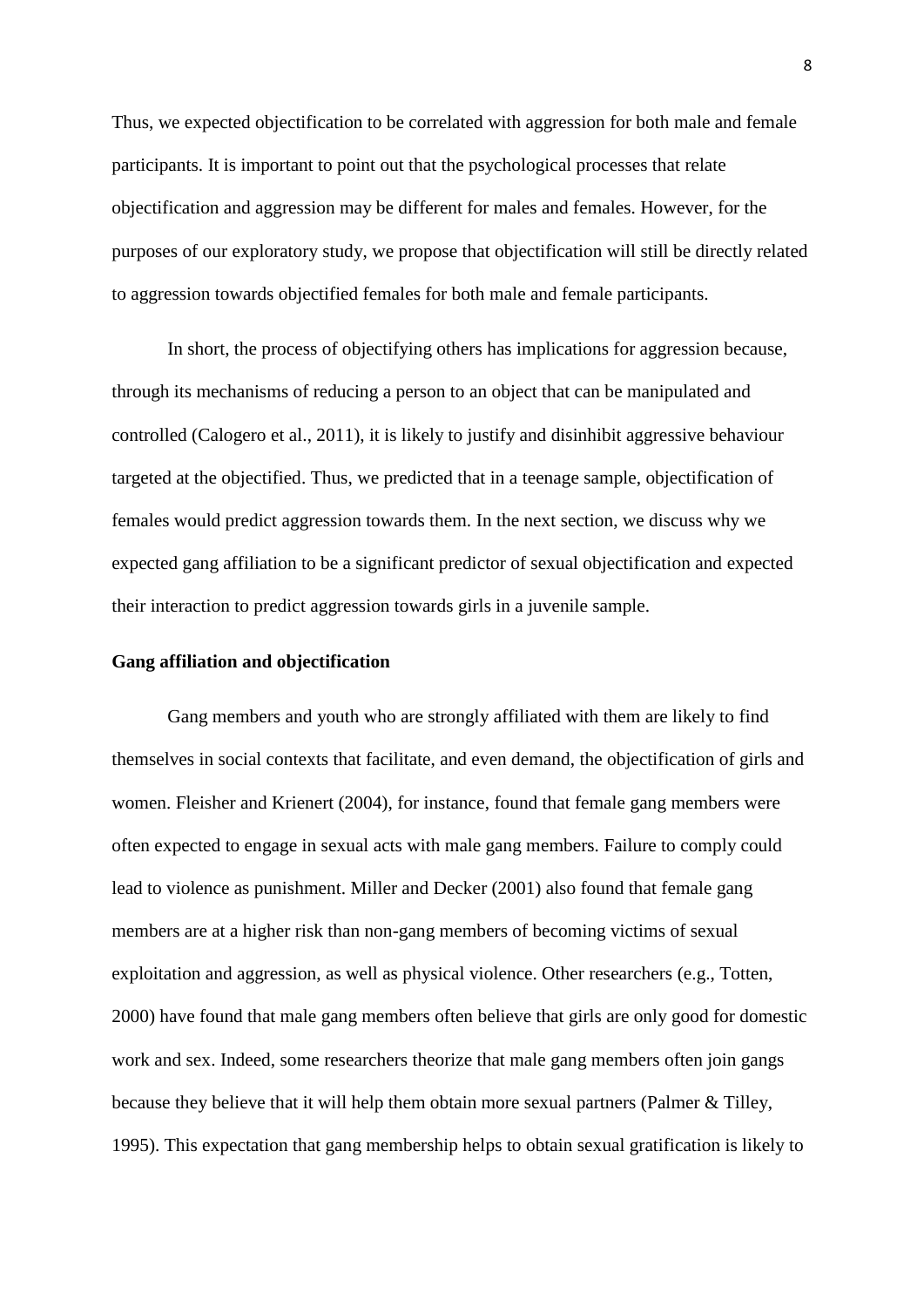Thus, we expected objectification to be correlated with aggression for both male and female participants. It is important to point out that the psychological processes that relate objectification and aggression may be different for males and females. However, for the purposes of our exploratory study, we propose that objectification will still be directly related to aggression towards objectified females for both male and female participants.

In short, the process of objectifying others has implications for aggression because, through its mechanisms of reducing a person to an object that can be manipulated and controlled (Calogero et al., 2011), it is likely to justify and disinhibit aggressive behaviour targeted at the objectified. Thus, we predicted that in a teenage sample, objectification of females would predict aggression towards them. In the next section, we discuss why we expected gang affiliation to be a significant predictor of sexual objectification and expected their interaction to predict aggression towards girls in a juvenile sample.

**Gang affiliation and objectification**

Gang members and youth who are strongly affiliated with them are likely to find themselves in social contexts that facilitate, and even demand, the objectification of girls and women. Fleisher and Krienert (2004), for instance, found that female gang members were often expected to engage in sexual acts with male gang members. Failure to comply could lead to violence as punishment. Miller and Decker (2001) also found that female gang members are at a higher risk than non-gang members of becoming victims of sexual exploitation and aggression, as well as physical violence. Other researchers (e.g., Totten, 2000) have found that male gang members often believe that girls are only good for domestic work and sex. Indeed, some researchers theorize that male gang members often join gangs because they believe that it will help them obtain more sexual partners (Palmer & Tilley, 1995). This expectation that gang membership helps to obtain sexual gratification is likely to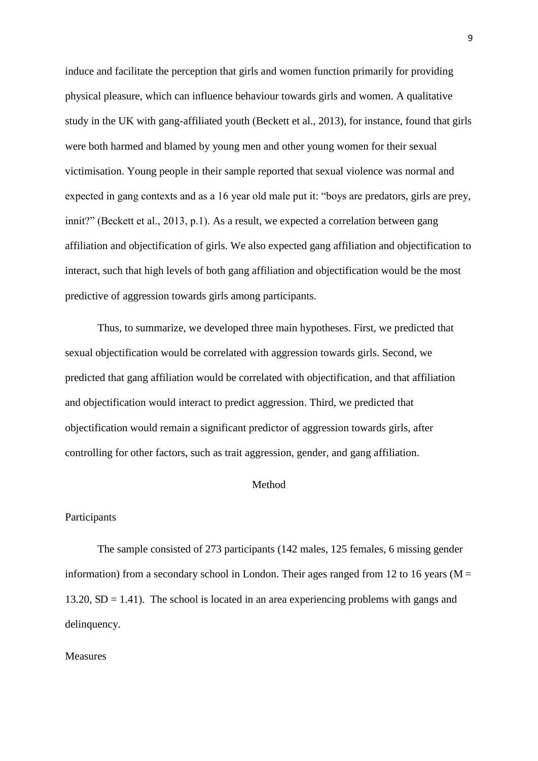induce and facilitate the perception that girls and women function primarily for providing physical pleasure, which can influence behaviour towards girls and women. A qualitative study in the UK with gang-affiliated youth (Beckett et al., 2013), for instance, found that girls were both harmed and blamed by young men and other young women for their sexual victimisation. Young people in their sample reported that sexual violence was normal and expected in gang contexts and as a 16 year old male put it: "boys are predators, girls are prey, innit?" (Beckett et al., 2013, p.1). As a result, we expected a correlation between gang affiliation and objectification of girls. We also expected gang affiliation and objectification to interact, such that high levels of both gang affiliation and objectification would be the most predictive of aggression towards girls among participants.

Thus, to summarize, we developed three main hypotheses. First, we predicted that sexual objectification would be correlated with aggression towards girls. Second, we predicted that gang affiliation would be correlated with objectification, and that affiliation and objectification would interact to predict aggression. Third, we predicted that objectification would remain a significant predictor of aggression towards girls, after controlling for other factors, such as trait aggression, gender, and gang affiliation.

# Method

## Participants

The sample consisted of 273 participants (142 males, 125 females, 6 missing gender information) from a secondary school in London. Their ages ranged from 12 to 16 years ($M$ = 13.20, $SD$ = 1.41). The school is located in an area experiencing problems with gangs and delinquency.

## Measures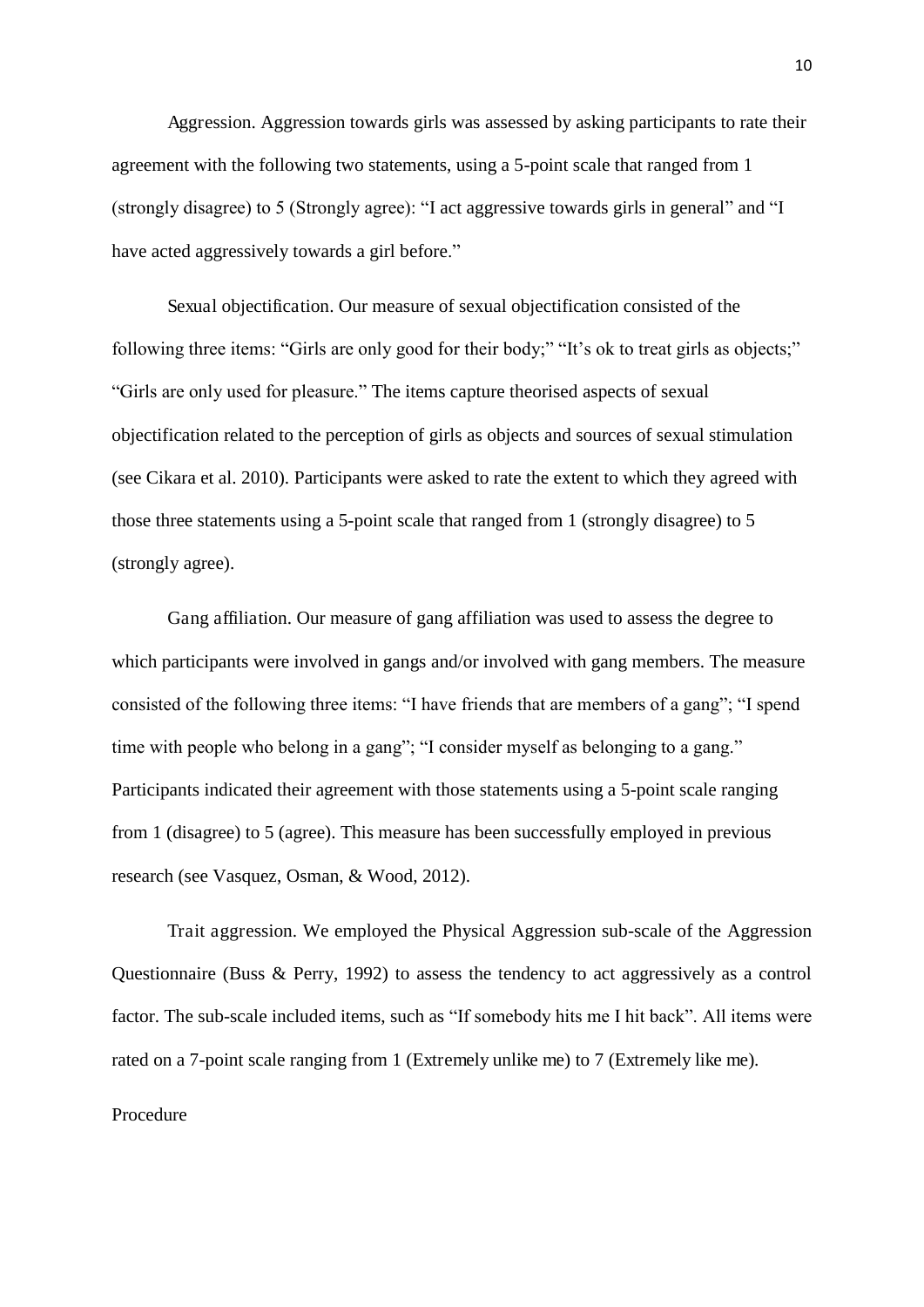Aggression. Aggression towards girls was assessed by asking participants to rate their agreement with the following two statements, using a 5-point scale that ranged from 1 (strongly disagree) to 5 (Strongly agree): "I act aggressive towards girls in general" and "I have acted aggressively towards a girl before."

Sexual objectification. Our measure of sexual objectification consisted of the following three items: "Girls are only good for their body;" "It's ok to treat girls as objects;" "Girls are only used for pleasure." The items capture theorised aspects of sexual objectification related to the perception of girls as objects and sources of sexual stimulation (see Cikara et al. 2010). Participants were asked to rate the extent to which they agreed with those three statements using a 5-point scale that ranged from 1 (strongly disagree) to 5 (strongly agree).

Gang affiliation. Our measure of gang affiliation was used to assess the degree to which participants were involved in gangs and/or involved with gang members. The measure consisted of the following three items: "I have friends that are members of a gang"; "I spend time with people who belong in a gang"; "I consider myself as belonging to a gang." Participants indicated their agreement with those statements using a 5-point scale ranging from 1 (disagree) to 5 (agree). This measure has been successfully employed in previous research (see Vasquez, Osman, & Wood, 2012).

Trait aggression. We employed the Physical Aggression sub-scale of the Aggression Questionnaire (Buss & Perry, 1992) to assess the tendency to act aggressively as a control factor. The sub-scale included items, such as "If somebody hits me I hit back". All items were rated on a 7-point scale ranging from 1 (Extremely unlike me) to 7 (Extremely like me).

## Procedure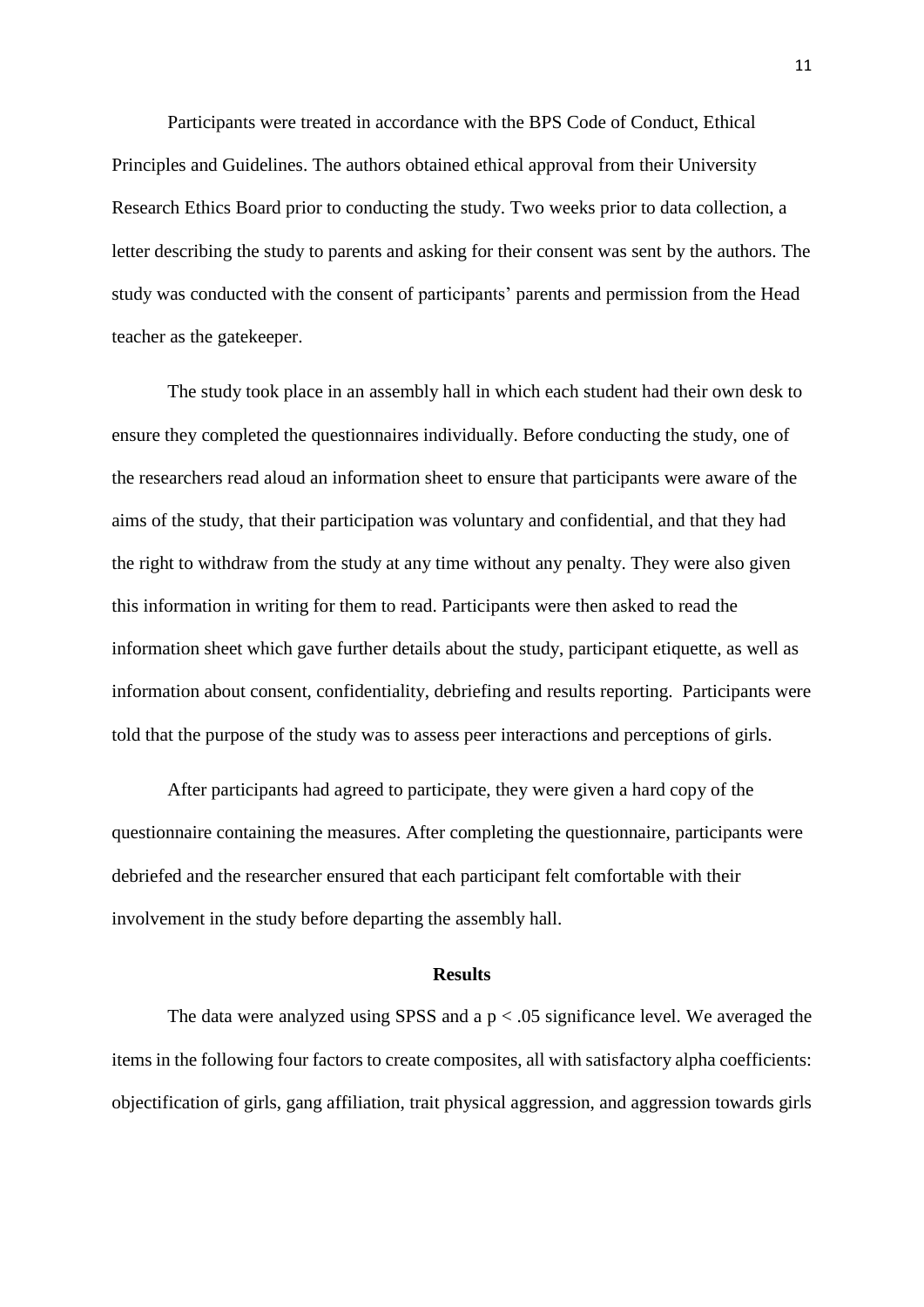Participants were treated in accordance with the BPS Code of Conduct, Ethical Principles and Guidelines. The authors obtained ethical approval from their University Research Ethics Board prior to conducting the study. Two weeks prior to data collection, a letter describing the study to parents and asking for their consent was sent by the authors. The study was conducted with the consent of participants' parents and permission from the Head teacher as the gatekeeper.

The study took place in an assembly hall in which each student had their own desk to ensure they completed the questionnaires individually. Before conducting the study, one of the researchers read aloud an information sheet to ensure that participants were aware of the aims of the study, that their participation was voluntary and confidential, and that they had the right to withdraw from the study at any time without any penalty. They were also given this information in writing for them to read. Participants were then asked to read the information sheet which gave further details about the study, participant etiquette, as well as information about consent, confidentiality, debriefing and results reporting. Participants were told that the purpose of the study was to assess peer interactions and perceptions of girls.

After participants had agreed to participate, they were given a hard copy of the questionnaire containing the measures. After completing the questionnaire, participants were debriefed and the researcher ensured that each participant felt comfortable with their involvement in the study before departing the assembly hall.

## Results

The data were analyzed using SPSS and a $p < .05$ significance level. We averaged the items in the following four factors to create composites, all with satisfactory alpha coefficients: objectification of girls, gang affiliation, trait physical aggression, and aggression towards girls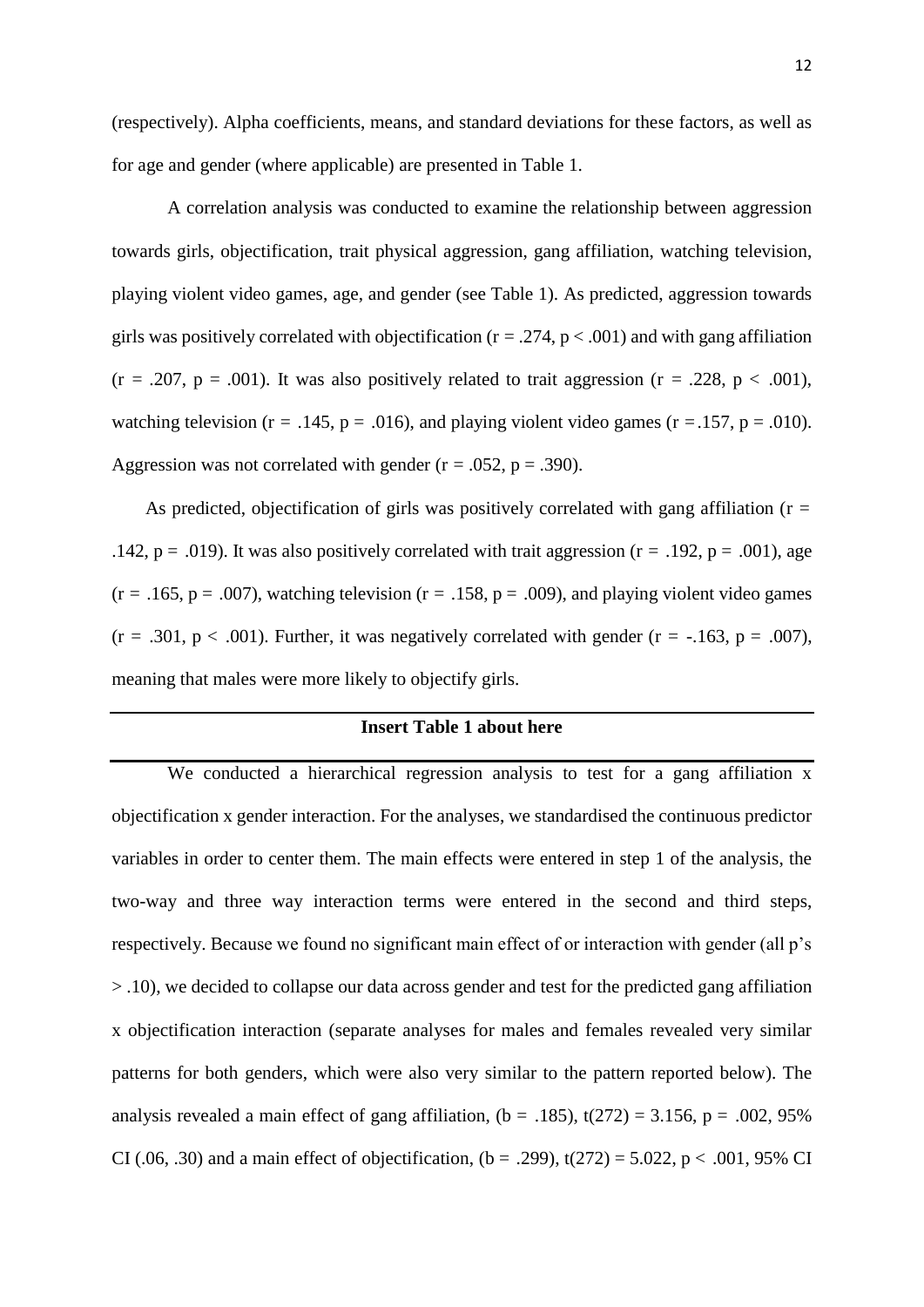(respectively). Alpha coefficients, means, and standard deviations for these factors, as well as for age and gender (where applicable) are presented in Table 1.

A correlation analysis was conducted to examine the relationship between aggression towards girls, objectification, trait physical aggression, gang affiliation, watching television, playing violent video games, age, and gender (see Table 1). As predicted, aggression towards girls was positively correlated with objectification ($r = .274$, $p < .001$) and with gang affiliation ($r = .207$, $p = .001$). It was also positively related to trait aggression ($r = .228$, $p < .001$), watching television ($r = .145$, $p = .016$), and playing violent video games ($r = .157$, $p = .010$). Aggression was not correlated with gender ($r = .052$, $p = .390$).

As predicted, objectification of girls was positively correlated with gang affiliation ($r = .142$, $p = .019$). It was also positively correlated with trait aggression ($r = .192$, $p = .001$), age ($r = .165$, $p = .007$), watching television ($r = .158$, $p = .009$), and playing violent video games ($r = .301$, $p < .001$). Further, it was negatively correlated with gender ($r = -.163$, $p = .007$), meaning that males were more likely to objectify girls.

**Insert Table 1 about here**

We conducted a hierarchical regression analysis to test for a gang affiliation x objectification x gender interaction. For the analyses, we standardised the continuous predictor variables in order to center them. The main effects were entered in step 1 of the analysis, the two-way and three way interaction terms were entered in the second and third steps, respectively. Because we found no significant main effect of or interaction with gender (all p's > .10), we decided to collapse our data across gender and test for the predicted gang affiliation x objectification interaction (separate analyses for males and females revealed very similar patterns for both genders, which were also very similar to the pattern reported below). The analysis revealed a main effect of gang affiliation, ($b = .185$), $t(272) = 3.156$, $p = .002$, 95% CI (.06, .30) and a main effect of objectification, ($b = .299$), $t(272) = 5.022$, $p < .001$, 95% CI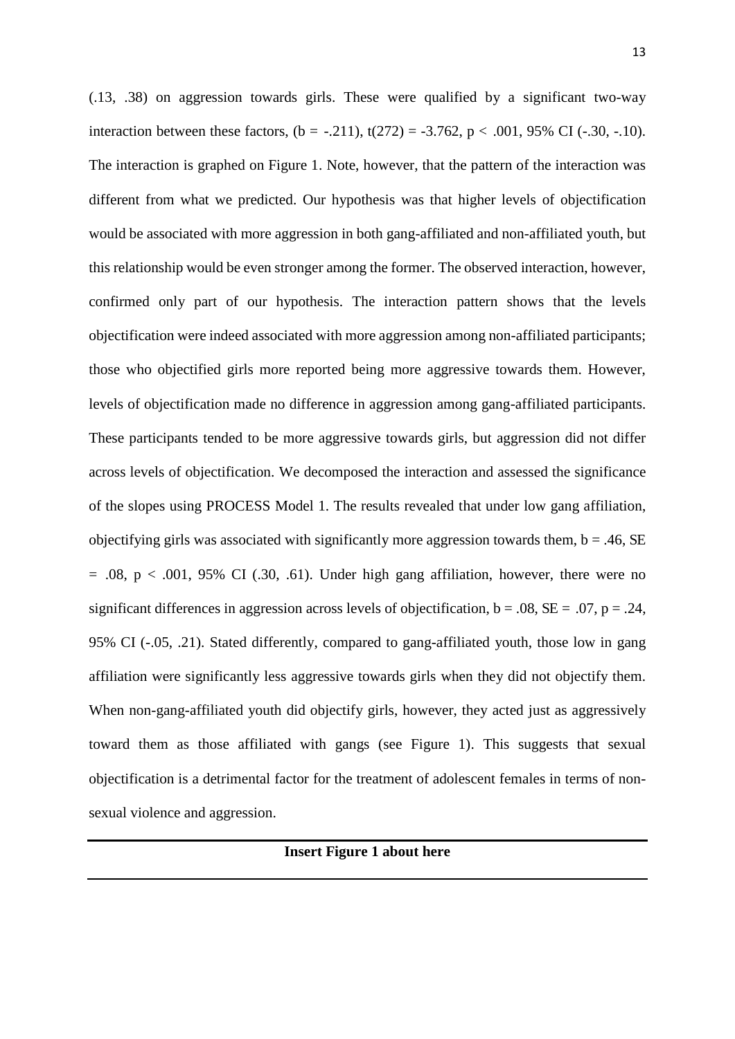(.13, .38) on aggression towards girls. These were qualified by a significant two-way interaction between these factors, ($b = -.211$), $t(272) = -3.762$, $p < .001$, 95% CI (-.30, -.10). The interaction is graphed on Figure 1. Note, however, that the pattern of the interaction was different from what we predicted. Our hypothesis was that higher levels of objectification would be associated with more aggression in both gang-affiliated and non-affiliated youth, but this relationship would be even stronger among the former. The observed interaction, however, confirmed only part of our hypothesis. The interaction pattern shows that the levels objectification were indeed associated with more aggression among non-affiliated participants; those who objectified girls more reported being more aggressive towards them. However, levels of objectification made no difference in aggression among gang-affiliated participants. These participants tended to be more aggressive towards girls, but aggression did not differ across levels of objectification. We decomposed the interaction and assessed the significance of the slopes using PROCESS Model 1. The results revealed that under low gang affiliation, objectifying girls was associated with significantly more aggression towards them, $b = .46$, $SE = .08$, $p < .001$, 95% CI (.30, .61). Under high gang affiliation, however, there were no significant differences in aggression across levels of objectification, $b = .08$, $SE = .07$, $p = .24$, 95% CI (-.05, .21). Stated differently, compared to gang-affiliated youth, those low in gang affiliation were significantly less aggressive towards girls when they did not objectify them. When non-gang-affiliated youth did objectify girls, however, they acted just as aggressively toward them as those affiliated with gangs (see Figure 1). This suggests that sexual objectification is a detrimental factor for the treatment of adolescent females in terms of non-sexual violence and aggression.

---

**Insert Figure 1 about here**

---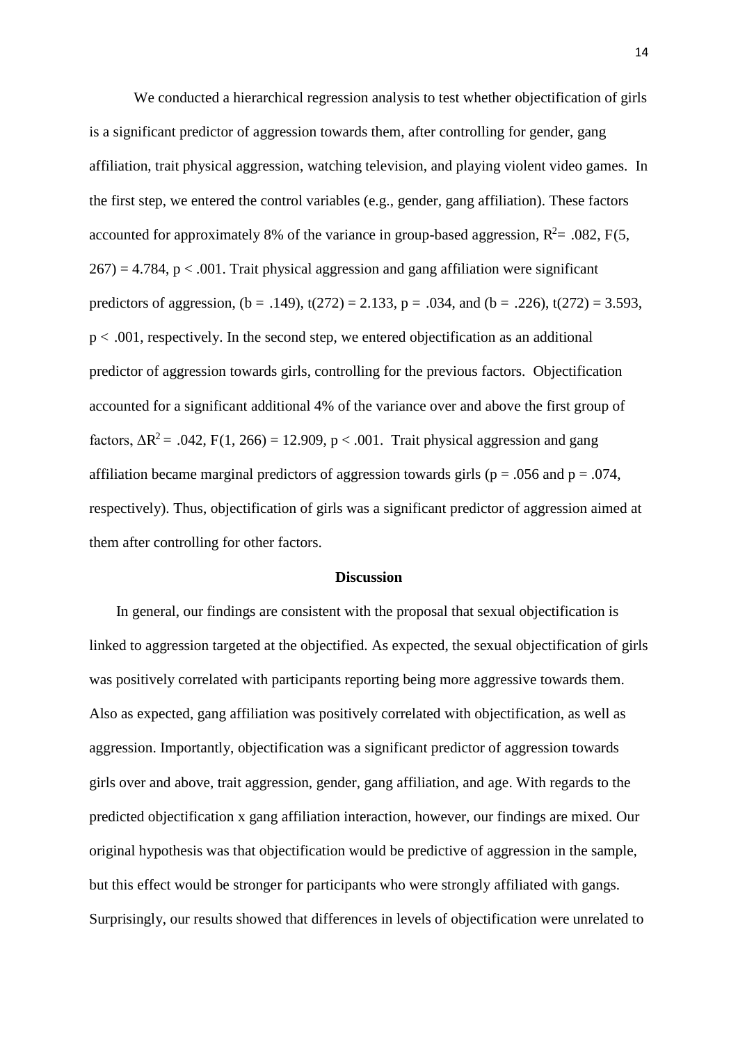We conducted a hierarchical regression analysis to test whether objectification of girls is a significant predictor of aggression towards them, after controlling for gender, gang affiliation, trait physical aggression, watching television, and playing violent video games. In the first step, we entered the control variables (e.g., gender, gang affiliation). These factors accounted for approximately 8% of the variance in group-based aggression, $R^2 = .082$, $F(5, 267) = 4.784$, $p < .001$. Trait physical aggression and gang affiliation were significant predictors of aggression, ($b = .149$), $t(272) = 2.133$, $p = .034$, and ($b = .226$), $t(272) = 3.593$, $p < .001$, respectively. In the second step, we entered objectification as an additional predictor of aggression towards girls, controlling for the previous factors. Objectification accounted for a significant additional 4% of the variance over and above the first group of factors, $\Delta R^2 = .042$, $F(1, 266) = 12.909$, $p < .001$. Trait physical aggression and gang affiliation became marginal predictors of aggression towards girls ($p = .056$ and $p = .074$, respectively). Thus, objectification of girls was a significant predictor of aggression aimed at them after controlling for other factors.

## Discussion

In general, our findings are consistent with the proposal that sexual objectification is linked to aggression targeted at the objectified. As expected, the sexual objectification of girls was positively correlated with participants reporting being more aggressive towards them. Also as expected, gang affiliation was positively correlated with objectification, as well as aggression. Importantly, objectification was a significant predictor of aggression towards girls over and above, trait aggression, gender, gang affiliation, and age. With regards to the predicted objectification x gang affiliation interaction, however, our findings are mixed. Our original hypothesis was that objectification would be predictive of aggression in the sample, but this effect would be stronger for participants who were strongly affiliated with gangs. Surprisingly, our results showed that differences in levels of objectification were unrelated to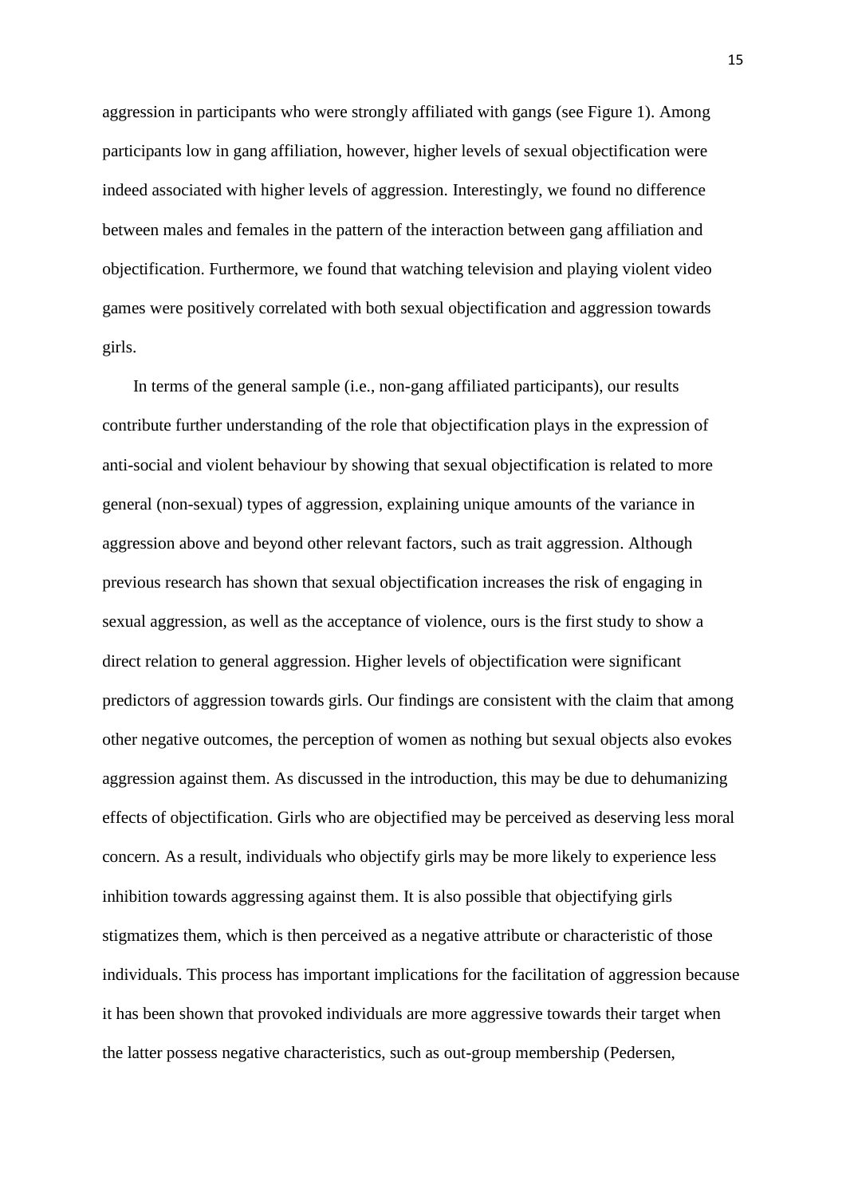aggression in participants who were strongly affiliated with gangs (see Figure 1). Among participants low in gang affiliation, however, higher levels of sexual objectification were indeed associated with higher levels of aggression. Interestingly, we found no difference between males and females in the pattern of the interaction between gang affiliation and objectification. Furthermore, we found that watching television and playing violent video games were positively correlated with both sexual objectification and aggression towards girls.

In terms of the general sample (i.e., non-gang affiliated participants), our results contribute further understanding of the role that objectification plays in the expression of anti-social and violent behaviour by showing that sexual objectification is related to more general (non-sexual) types of aggression, explaining unique amounts of the variance in aggression above and beyond other relevant factors, such as trait aggression. Although previous research has shown that sexual objectification increases the risk of engaging in sexual aggression, as well as the acceptance of violence, ours is the first study to show a direct relation to general aggression. Higher levels of objectification were significant predictors of aggression towards girls. Our findings are consistent with the claim that among other negative outcomes, the perception of women as nothing but sexual objects also evokes aggression against them. As discussed in the introduction, this may be due to dehumanizing effects of objectification. Girls who are objectified may be perceived as deserving less moral concern. As a result, individuals who objectify girls may be more likely to experience less inhibition towards aggressing against them. It is also possible that objectifying girls stigmatizes them, which is then perceived as a negative attribute or characteristic of those individuals. This process has important implications for the facilitation of aggression because it has been shown that provoked individuals are more aggressive towards their target when the latter possess negative characteristics, such as out-group membership (Pedersen,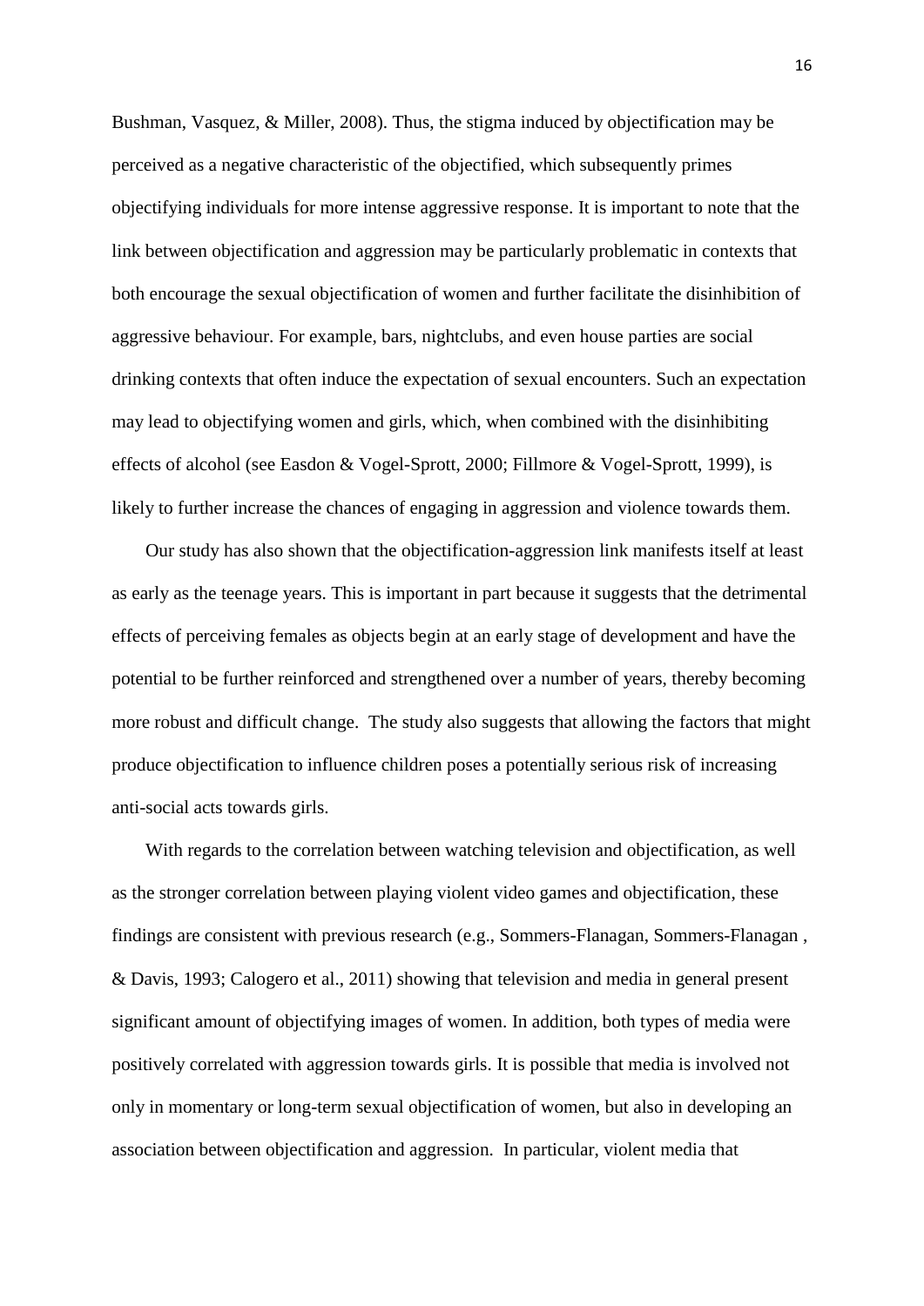Bushman, Vasquez, & Miller, 2008). Thus, the stigma induced by objectification may be perceived as a negative characteristic of the objectified, which subsequently primes objectifying individuals for more intense aggressive response. It is important to note that the link between objectification and aggression may be particularly problematic in contexts that both encourage the sexual objectification of women and further facilitate the disinhibition of aggressive behaviour. For example, bars, nightclubs, and even house parties are social drinking contexts that often induce the expectation of sexual encounters. Such an expectation may lead to objectifying women and girls, which, when combined with the disinhibiting effects of alcohol (see Easdon & Vogel-Sprott, 2000; Fillmore & Vogel-Sprott, 1999), is likely to further increase the chances of engaging in aggression and violence towards them.

Our study has also shown that the objectification-aggression link manifests itself at least as early as the teenage years. This is important in part because it suggests that the detrimental effects of perceiving females as objects begin at an early stage of development and have the potential to be further reinforced and strengthened over a number of years, thereby becoming more robust and difficult change. The study also suggests that allowing the factors that might produce objectification to influence children poses a potentially serious risk of increasing anti-social acts towards girls.

With regards to the correlation between watching television and objectification, as well as the stronger correlation between playing violent video games and objectification, these findings are consistent with previous research (e.g., Sommers-Flanagan, Sommers-Flanagan , & Davis, 1993; Calogero et al., 2011) showing that television and media in general present significant amount of objectifying images of women. In addition, both types of media were positively correlated with aggression towards girls. It is possible that media is involved not only in momentary or long-term sexual objectification of women, but also in developing an association between objectification and aggression. In particular, violent media that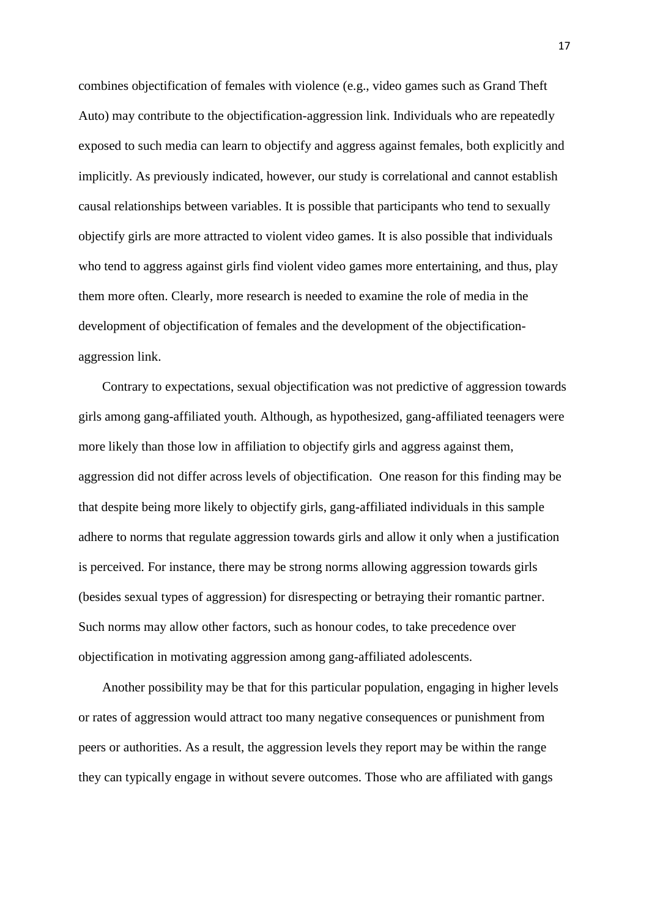combines objectification of females with violence (e.g., video games such as Grand Theft Auto) may contribute to the objectification-aggression link. Individuals who are repeatedly exposed to such media can learn to objectify and aggress against females, both explicitly and implicitly. As previously indicated, however, our study is correlational and cannot establish causal relationships between variables. It is possible that participants who tend to sexually objectify girls are more attracted to violent video games. It is also possible that individuals who tend to aggress against girls find violent video games more entertaining, and thus, play them more often. Clearly, more research is needed to examine the role of media in the development of objectification of females and the development of the objectification-aggression link.

Contrary to expectations, sexual objectification was not predictive of aggression towards girls among gang-affiliated youth. Although, as hypothesized, gang-affiliated teenagers were more likely than those low in affiliation to objectify girls and aggress against them, aggression did not differ across levels of objectification. One reason for this finding may be that despite being more likely to objectify girls, gang-affiliated individuals in this sample adhere to norms that regulate aggression towards girls and allow it only when a justification is perceived. For instance, there may be strong norms allowing aggression towards girls (besides sexual types of aggression) for disrespecting or betraying their romantic partner. Such norms may allow other factors, such as honour codes, to take precedence over objectification in motivating aggression among gang-affiliated adolescents.

Another possibility may be that for this particular population, engaging in higher levels or rates of aggression would attract too many negative consequences or punishment from peers or authorities. As a result, the aggression levels they report may be within the range they can typically engage in without severe outcomes. Those who are affiliated with gangs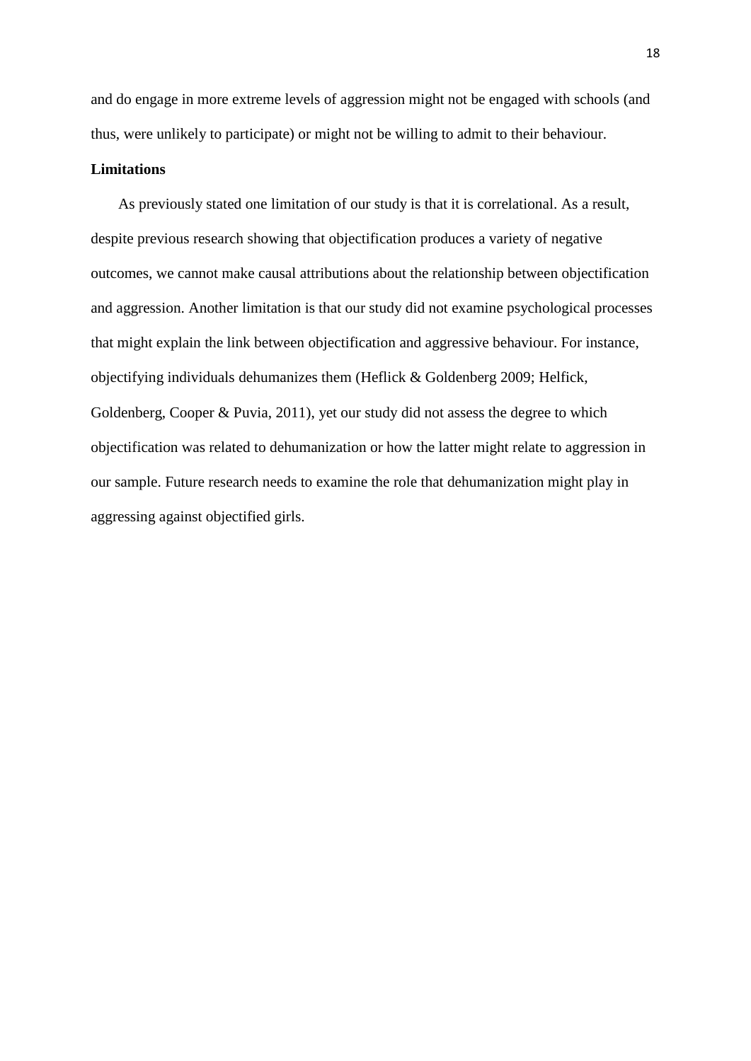and do engage in more extreme levels of aggression might not be engaged with schools (and thus, were unlikely to participate) or might not be willing to admit to their behaviour.

**Limitations**

As previously stated one limitation of our study is that it is correlational. As a result, despite previous research showing that objectification produces a variety of negative outcomes, we cannot make causal attributions about the relationship between objectification and aggression. Another limitation is that our study did not examine psychological processes that might explain the link between objectification and aggressive behaviour. For instance, objectifying individuals dehumanizes them (Heflick & Goldenberg 2009; Helfick, Goldenberg, Cooper & Puvia, 2011), yet our study did not assess the degree to which objectification was related to dehumanization or how the latter might relate to aggression in our sample. Future research needs to examine the role that dehumanization might play in aggressing against objectified girls.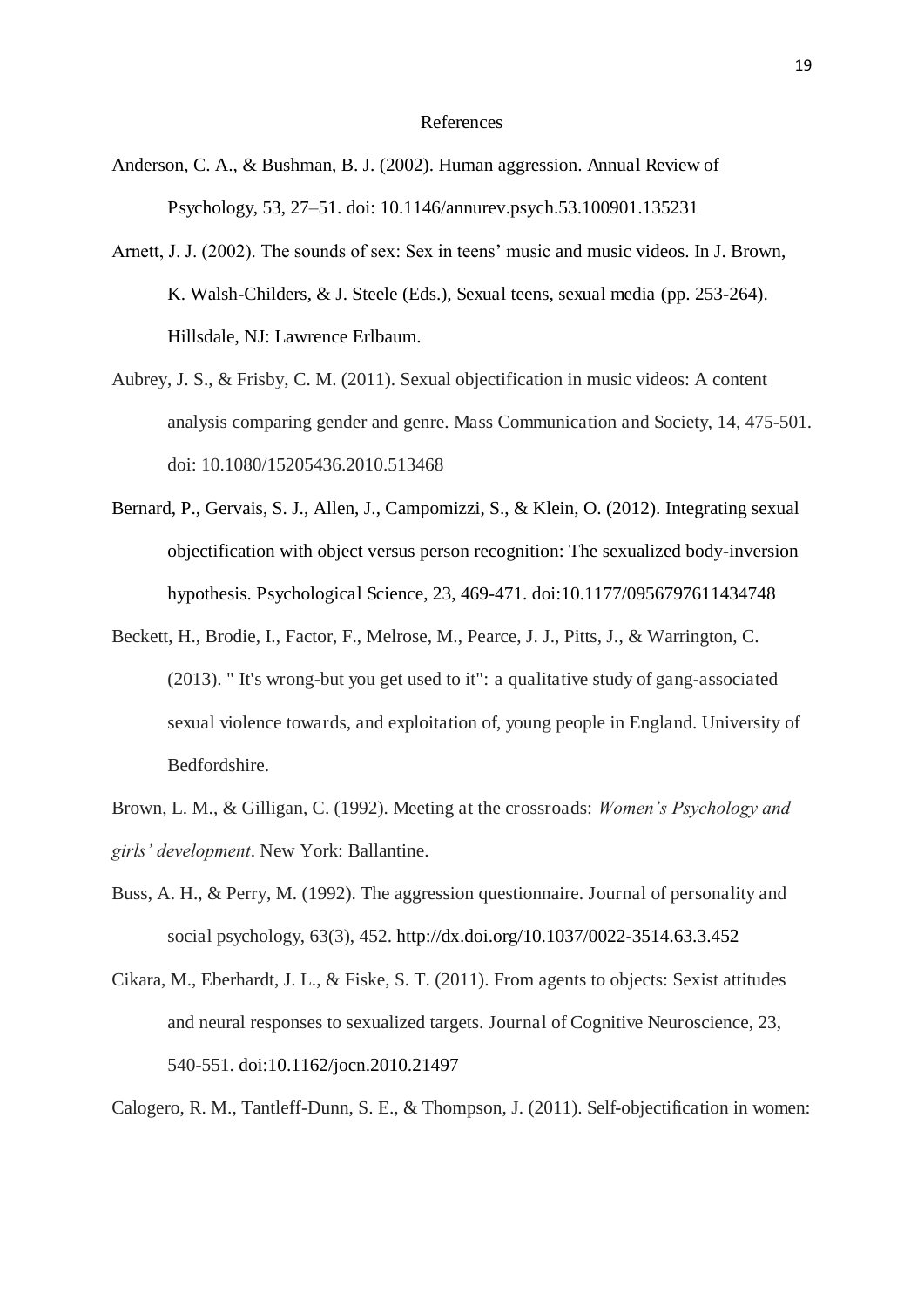# References

Anderson, C. A., & Bushman, B. J. (2002). Human aggression. Annual Review of Psychology, 53, 27–51. doi: 10.1146/annurev.psych.53.100901.135231

Arnett, J. J. (2002). The sounds of sex: Sex in teens' music and music videos. In J. Brown, K. Walsh-Childers, & J. Steele (Eds.), Sexual teens, sexual media (pp. 253-264). Hillsdale, NJ: Lawrence Erlbaum.

Aubrey, J. S., & Frisby, C. M. (2011). Sexual objectification in music videos: A content analysis comparing gender and genre. Mass Communication and Society, 14, 475-501. doi: 10.1080/15205436.2010.513468

Bernard, P., Gervais, S. J., Allen, J., Campomizzi, S., & Klein, O. (2012). Integrating sexual objectification with object versus person recognition: The sexualized body-inversion hypothesis. Psychological Science, 23, 469-471. doi:10.1177/0956797611434748

Beckett, H., Brodie, I., Factor, F., Melrose, M., Pearce, J. J., Pitts, J., & Warrington, C. (2013). " It's wrong-but you get used to it": a qualitative study of gang-associated sexual violence towards, and exploitation of, young people in England. University of Bedfordshire.

Brown, L. M., & Gilligan, C. (1992). Meeting at the crossroads: *Women's Psychology and girls' development*. New York: Ballantine.

Buss, A. H., & Perry, M. (1992). The aggression questionnaire. Journal of personality and social psychology, 63(3), 452. http://dx.doi.org/10.1037/0022-3514.63.3.452

Cikara, M., Eberhardt, J. L., & Fiske, S. T. (2011). From agents to objects: Sexist attitudes and neural responses to sexualized targets. Journal of Cognitive Neuroscience, 23, 540-551. doi:10.1162/jocn.2010.21497

Calogero, R. M., Tantleff-Dunn, S. E., & Thompson, J. (2011). Self-objectification in women: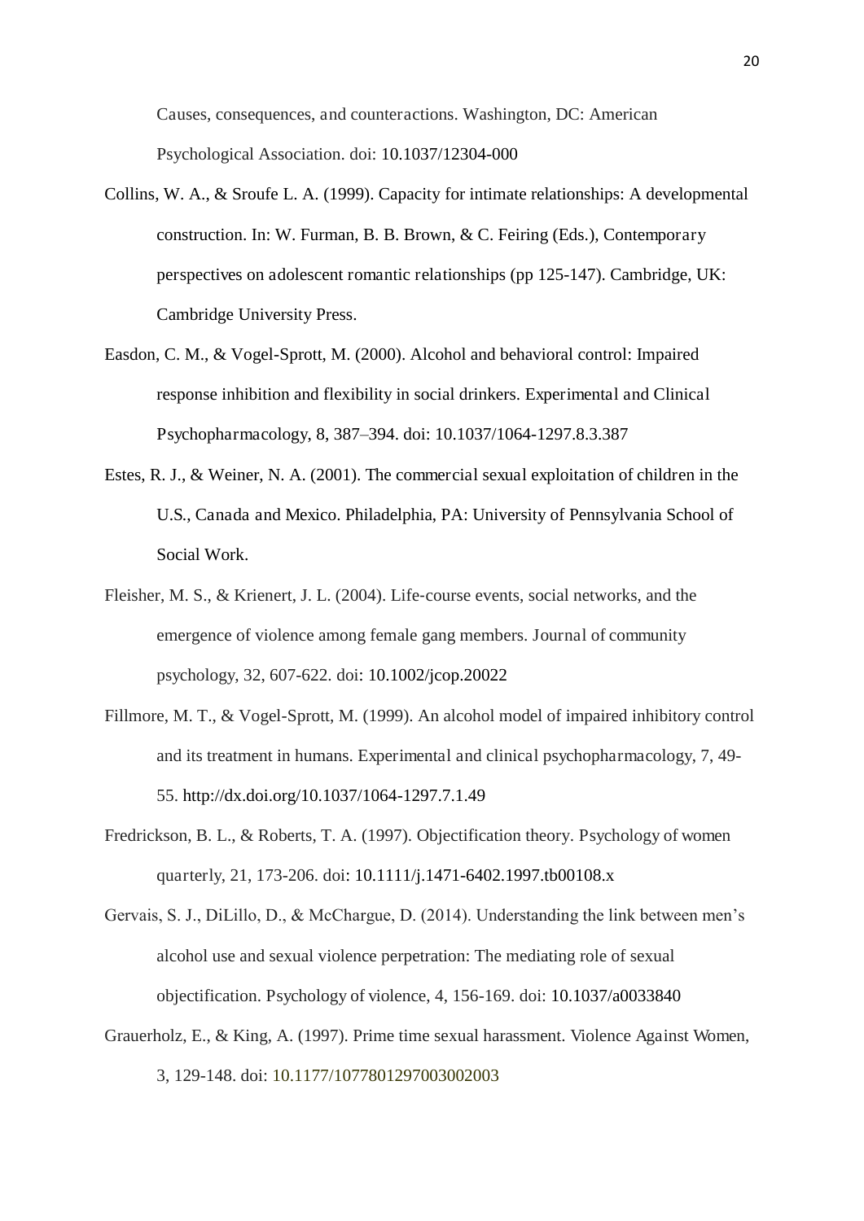Causes, consequences, and counteractions. Washington, DC: American Psychological Association. doi: 10.1037/12304-000

Collins, W. A., & Sroufe L. A. (1999). Capacity for intimate relationships: A developmental construction. In: W. Furman, B. B. Brown, & C. Feiring (Eds.), Contemporary perspectives on adolescent romantic relationships (pp 125-147). Cambridge, UK: Cambridge University Press.

Easdon, C. M., & Vogel-Sprott, M. (2000). Alcohol and behavioral control: Impaired response inhibition and flexibility in social drinkers. Experimental and Clinical Psychopharmacology, 8, 387–394. doi: 10.1037/1064-1297.8.3.387

Estes, R. J., & Weiner, N. A. (2001). The commercial sexual exploitation of children in the U.S., Canada and Mexico. Philadelphia, PA: University of Pennsylvania School of Social Work.

Fleisher, M. S., & Krienert, J. L. (2004). Life-course events, social networks, and the emergence of violence among female gang members. Journal of community psychology, 32, 607-622. doi: 10.1002/jcop.20022

Fillmore, M. T., & Vogel-Sprott, M. (1999). An alcohol model of impaired inhibitory control and its treatment in humans. Experimental and clinical psychopharmacology, 7, 49-55. http://dx.doi.org/10.1037/1064-1297.7.1.49

Fredrickson, B. L., & Roberts, T. A. (1997). Objectification theory. Psychology of women quarterly, 21, 173-206. doi: 10.1111/j.1471-6402.1997.tb00108.x

Gervais, S. J., DiLillo, D., & McChargue, D. (2014). Understanding the link between men's alcohol use and sexual violence perpetration: The mediating role of sexual objectification. Psychology of violence, 4, 156-169. doi: 10.1037/a0033840

Grauerholz, E., & King, A. (1997). Prime time sexual harassment. Violence Against Women, 3, 129-148. doi: 10.1177/1077801297003002003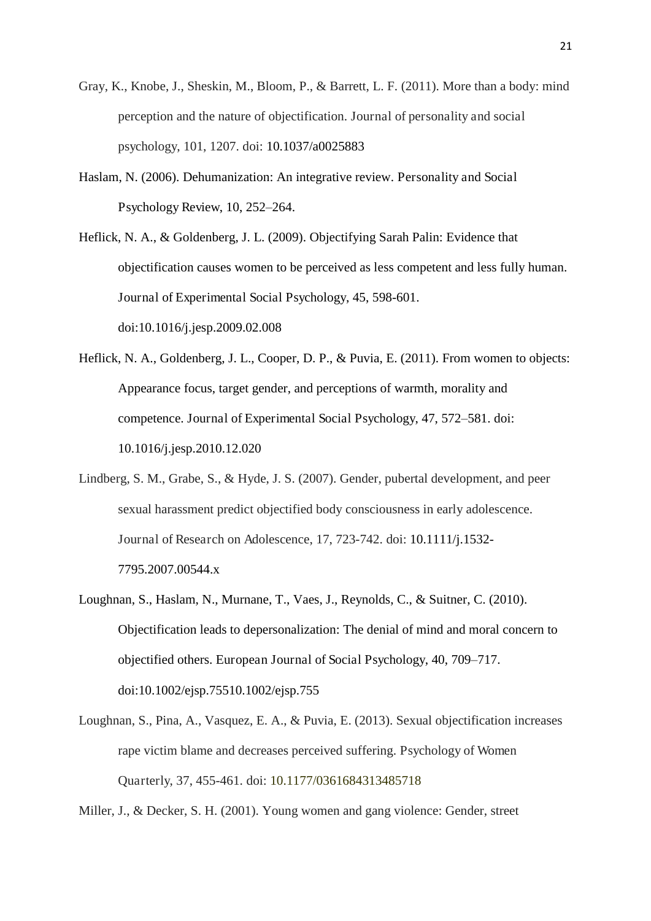Gray, K., Knobe, J., Sheskin, M., Bloom, P., & Barrett, L. F. (2011). More than a body: mind perception and the nature of objectification. Journal of personality and social psychology, 101, 1207. doi: 10.1037/a0025883

Haslam, N. (2006). Dehumanization: An integrative review. Personality and Social Psychology Review, 10, 252–264.

Heflick, N. A., & Goldenberg, J. L. (2009). Objectifying Sarah Palin: Evidence that objectification causes women to be perceived as less competent and less fully human. Journal of Experimental Social Psychology, 45, 598-601. doi:10.1016/j.jesp.2009.02.008

Heflick, N. A., Goldenberg, J. L., Cooper, D. P., & Puvia, E. (2011). From women to objects: Appearance focus, target gender, and perceptions of warmth, morality and competence. Journal of Experimental Social Psychology, 47, 572–581. doi: 10.1016/j.jesp.2010.12.020

Lindberg, S. M., Grabe, S., & Hyde, J. S. (2007). Gender, pubertal development, and peer sexual harassment predict objectified body consciousness in early adolescence. Journal of Research on Adolescence, 17, 723-742. doi: 10.1111/j.1532-7795.2007.00544.x

Loughnan, S., Haslam, N., Murnane, T., Vaes, J., Reynolds, C., & Suitner, C. (2010). Objectification leads to depersonalization: The denial of mind and moral concern to objectified others. European Journal of Social Psychology, 40, 709–717. doi:10.1002/ejsp.75510.1002/ejsp.755

Loughnan, S., Pina, A., Vasquez, E. A., & Puvia, E. (2013). Sexual objectification increases rape victim blame and decreases perceived suffering. Psychology of Women Quarterly, 37, 455-461. doi: 10.1177/0361684313485718

Miller, J., & Decker, S. H. (2001). Young women and gang violence: Gender, street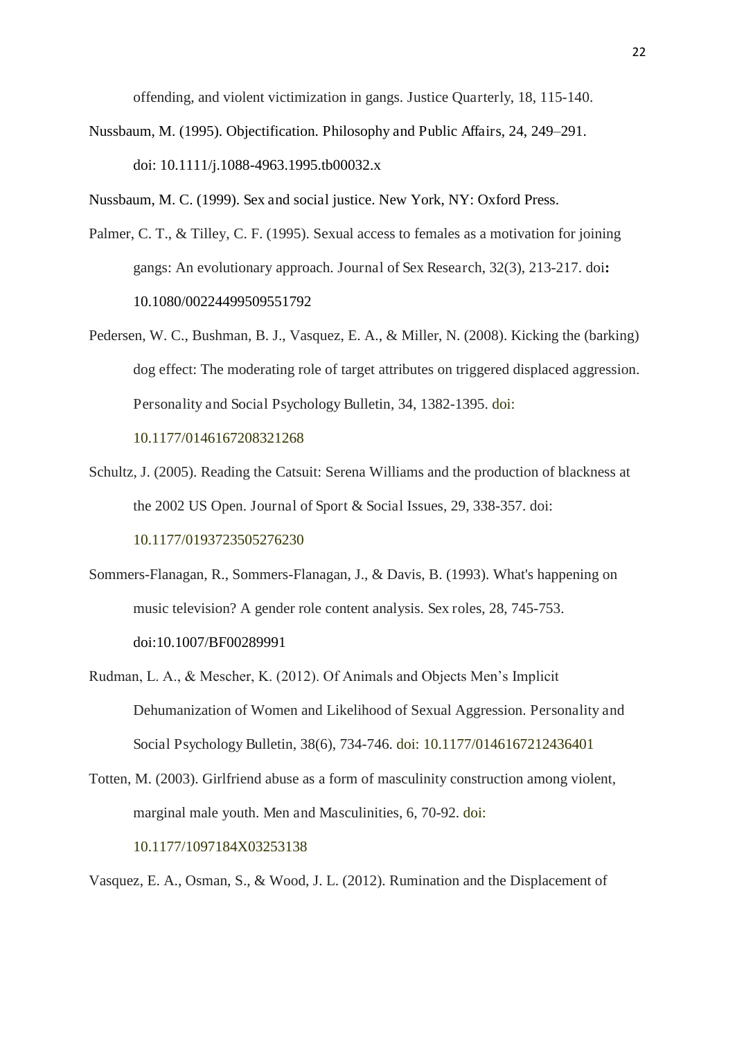offending, and violent victimization in gangs. Justice Quarterly, 18, 115-140.

Nussbaum, M. (1995). Objectification. Philosophy and Public Affairs, 24, 249–291. doi: 10.1111/j.1088-4963.1995.tb00032.x

Nussbaum, M. C. (1999). Sex and social justice. New York, NY: Oxford Press.

Palmer, C. T., & Tilley, C. F. (1995). Sexual access to females as a motivation for joining gangs: An evolutionary approach. Journal of Sex Research, 32(3), 213-217. doi**:** 10.1080/00224499509551792

Pedersen, W. C., Bushman, B. J., Vasquez, E. A., & Miller, N. (2008). Kicking the (barking) dog effect: The moderating role of target attributes on triggered displaced aggression. Personality and Social Psychology Bulletin, 34, 1382-1395. doi: 10.1177/0146167208321268

Schultz, J. (2005). Reading the Catsuit: Serena Williams and the production of blackness at the 2002 US Open. Journal of Sport & Social Issues, 29, 338-357. doi: 10.1177/0193723505276230

Sommers-Flanagan, R., Sommers-Flanagan, J., & Davis, B. (1993). What's happening on music television? A gender role content analysis. Sex roles, 28, 745-753. doi:10.1007/BF00289991

Rudman, L. A., & Mescher, K. (2012). Of Animals and Objects Men's Implicit Dehumanization of Women and Likelihood of Sexual Aggression. Personality and Social Psychology Bulletin, 38(6), 734-746. doi: 10.1177/0146167212436401

Totten, M. (2003). Girlfriend abuse as a form of masculinity construction among violent, marginal male youth. Men and Masculinities, 6, 70-92. doi: 10.1177/1097184X03253138

Vasquez, E. A., Osman, S., & Wood, J. L. (2012). Rumination and the Displacement of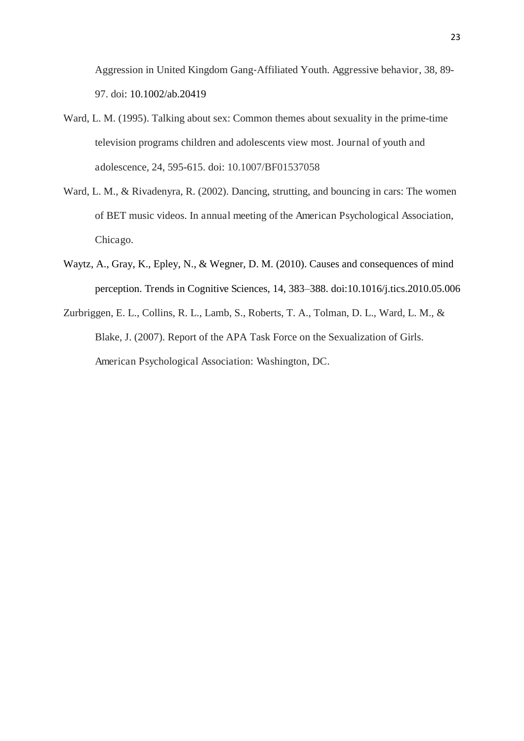Aggression in United Kingdom Gang-Affiliated Youth. Aggressive behavior, 38, 89-97. doi: 10.1002/ab.20419

Ward, L. M. (1995). Talking about sex: Common themes about sexuality in the prime-time television programs children and adolescents view most. Journal of youth and adolescence, 24, 595-615. doi: 10.1007/BF01537058

Ward, L. M., & Rivadenyra, R. (2002). Dancing, strutting, and bouncing in cars: The women of BET music videos. In annual meeting of the American Psychological Association, Chicago.

Waytz, A., Gray, K., Epley, N., & Wegner, D. M. (2010). Causes and consequences of mind perception. Trends in Cognitive Sciences, 14, 383–388. doi:10.1016/j.tics.2010.05.006

Zurbriggen, E. L., Collins, R. L., Lamb, S., Roberts, T. A., Tolman, D. L., Ward, L. M., & Blake, J. (2007). Report of the APA Task Force on the Sexualization of Girls. American Psychological Association: Washington, DC.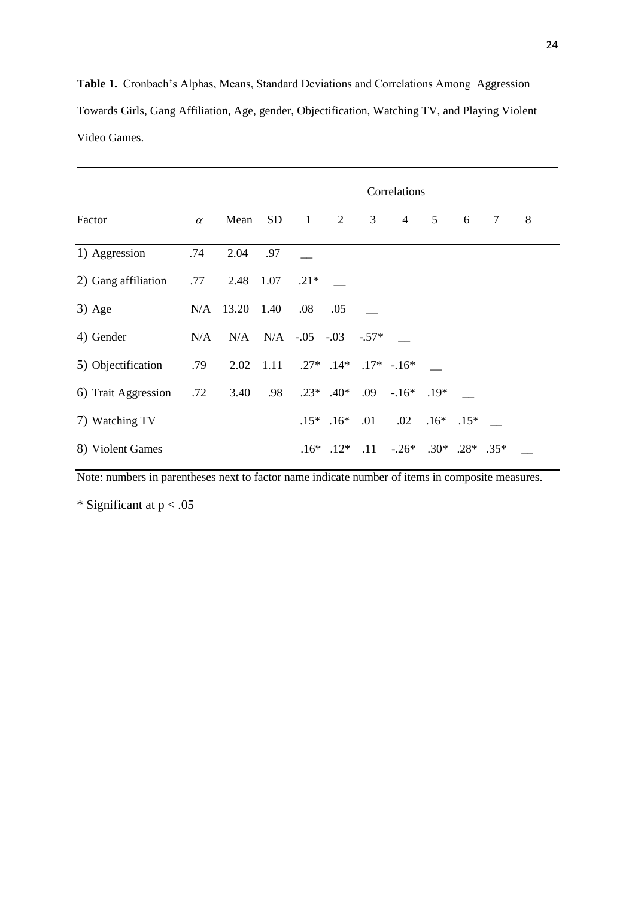**Table 1.** Cronbach's Alphas, Means, Standard Deviations and Correlations Among Aggression Towards Girls, Gang Affiliation, Age, gender, Objectification, Watching TV, and Playing Violent Video Games.

| | | | | Correlations | | | | | | | |
|---|---|---|---|---|---|---|---|---|---|---|---|
| Factor | $\alpha$ | Mean | SD | 1 | 2 | 3 | 4 | 5 | 6 | 7 | 8 |
| 1) Aggression | .74 | 2.04 | .97 | __ | | | | | | | |
| 2) Gang affiliation | .77 | 2.48 | 1.07 | .21* | __ | | | | | | |
| 3) Age | N/A | 13.20 | 1.40 | .08 | .05 | __ | | | | | |
| 4) Gender | N/A | N/A | N/A | -.05 | -.03 | -.57* | __ | | | | |
| 5) Objectification | .79 | 2.02 | 1.11 | .27* | .14* | .17* | -.16* | __ | | | |
| 6) Trait Aggression | .72 | 3.40 | .98 | .23* | .40* | .09 | -.16* | .19* | __ | | |
| 7) Watching TV | | | | .15* | .16* | .01 | .02 | .16* | .15* | __ | |
| 8) Violent Games | | | | .16* | .12* | .11 | -.26* | .30* | .28* | .35* | __ |

Note: numbers in parentheses next to factor name indicate number of items in composite measures.

* Significant at $p < .05$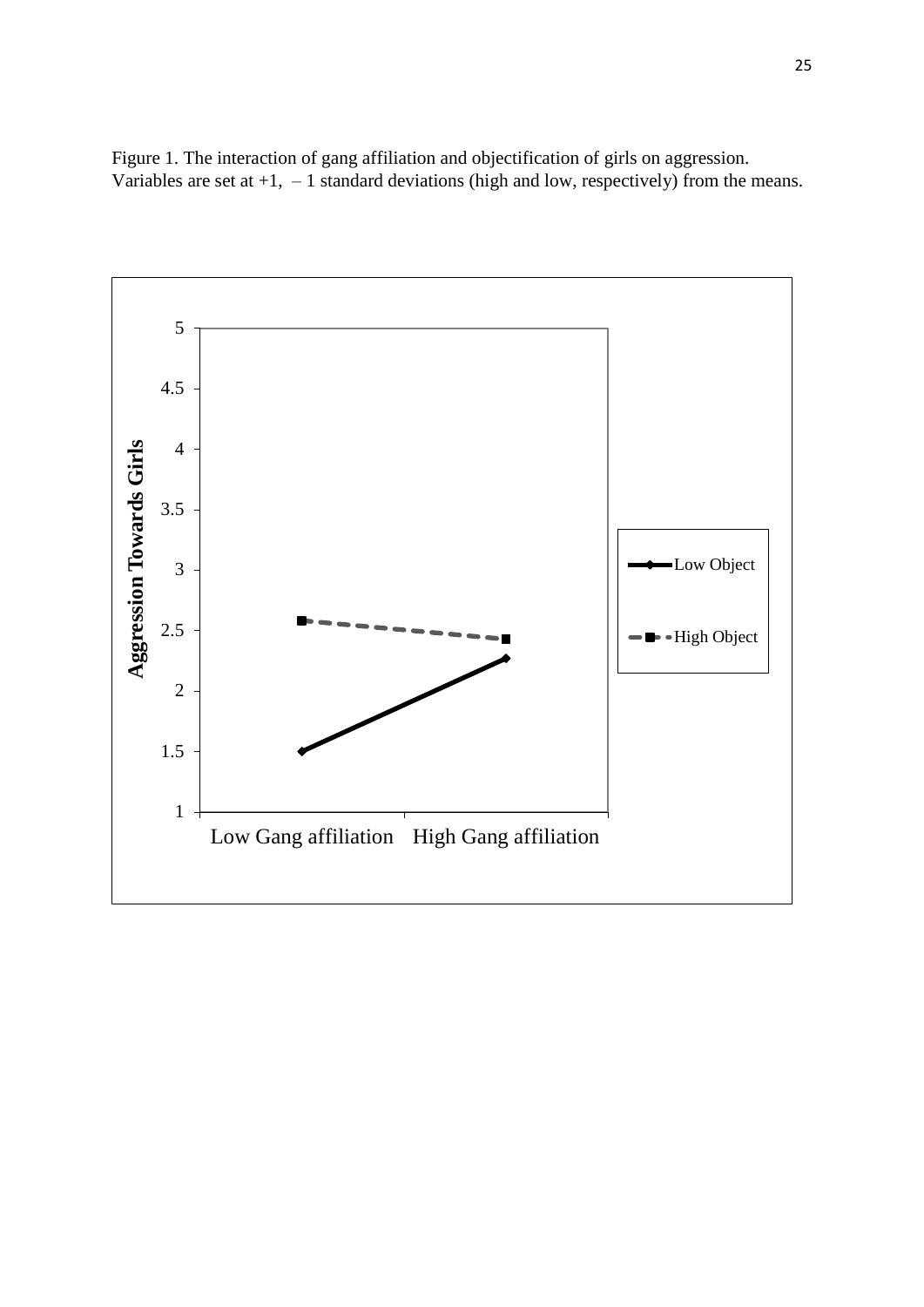Figure 1. The interaction of gang affiliation and objectification of girls on aggression. Variables are set at +1, – 1 standard deviations (high and low, respectively) from the means.

Aggression Towards Girls

5

4.5

4

3.5

3

2.5

2

1.5

1

Low Gang affiliation

High Gang affiliation

Low Object

High Object